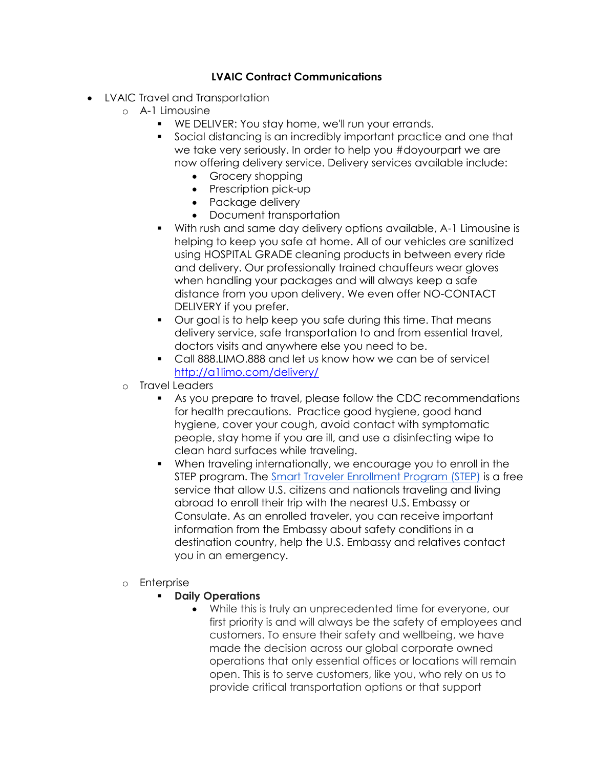**LVAIC Contract Communications**

- LVAIC Travel and Transportation
  - A-1 Limousine
    - WE DELIVER: You stay home, we'll run your errands.
    - Social distancing is an incredibly important practice and one that we take very seriously. In order to help you #doyourpart we are now offering delivery service. Delivery services available include:
      - Grocery shopping
      - Prescription pick-up
      - Package delivery
      - Document transportation
    - With rush and same day delivery options available, A-1 Limousine is helping to keep you safe at home. All of our vehicles are sanitized using HOSPITAL GRADE cleaning products in between every ride and delivery. Our professionally trained chauffeurs wear gloves when handling your packages and will always keep a safe distance from you upon delivery. We even offer NO-CONTACT DELIVERY if you prefer.
    - Our goal is to help keep you safe during this time. That means delivery service, safe transportation to and from essential travel, doctors visits and anywhere else you need to be.
    - Call 888.LIMO.888 and let us know how we can be of service! [http://a1limo.com/delivery/](http://a1limo.com/delivery/)
  - Travel Leaders
    - As you prepare to travel, please follow the CDC recommendations for health precautions. Practice good hygiene, good hand hygiene, cover your cough, avoid contact with symptomatic people, stay home if you are ill, and use a disinfecting wipe to clean hard surfaces while traveling.
    - When traveling internationally, we encourage you to enroll in the STEP program. The Smart Traveler Enrollment Program (STEP) is a free service that allow U.S. citizens and nationals traveling and living abroad to enroll their trip with the nearest U.S. Embassy or Consulate. As an enrolled traveler, you can receive important information from the Embassy about safety conditions in a destination country, help the U.S. Embassy and relatives contact you in an emergency.
  - Enterprise
    - **Daily Operations**
      - While this is truly an unprecedented time for everyone, our first priority is and will always be the safety of employees and customers. To ensure their safety and wellbeing, we have made the decision across our global corporate owned operations that only essential offices or locations will remain open. This is to serve customers, like you, who rely on us to provide critical transportation options or that support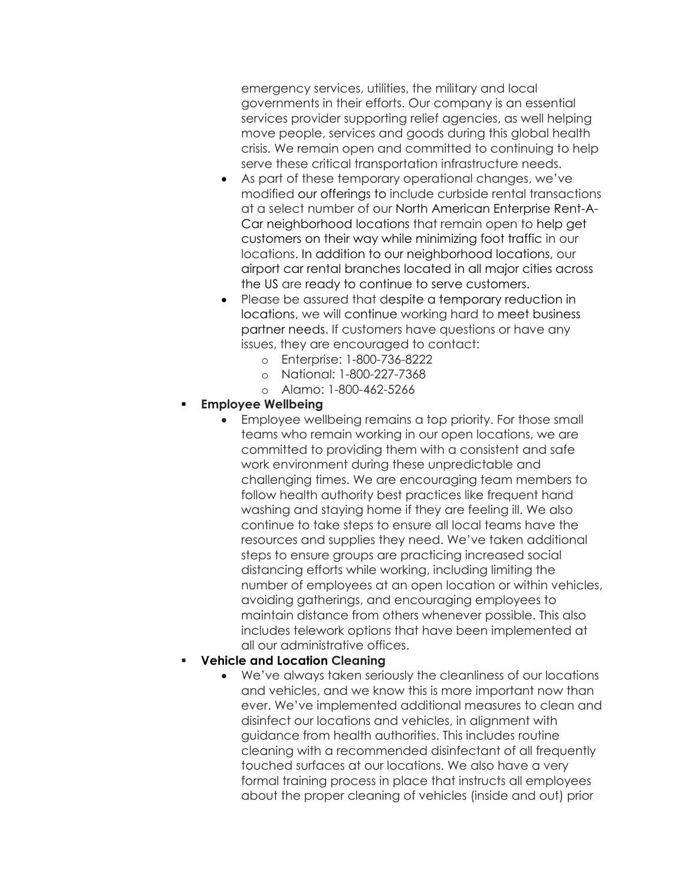emergency services, utilities, the military and local governments in their efforts. Our company is an essential services provider supporting relief agencies, as well helping move people, services and goods during this global health crisis. We remain open and committed to continuing to help serve these critical transportation infrastructure needs.

- As part of these temporary operational changes, we've modified our offerings to include curbside rental transactions at a select number of our North American Enterprise Rent-A-Car neighborhood locations that remain open to help get customers on their way while minimizing foot traffic in our locations. In addition to our neighborhood locations, our airport car rental branches located in all major cities across the US are ready to continue to serve customers.
- Please be assured that despite a temporary reduction in locations, we will continue working hard to meet business partner needs. If customers have questions or have any issues, they are encouraged to contact:
  - Enterprise: 1-800-736-8222
  - National: 1-800-227-7368
  - Alamo: 1-800-462-5266

- **Employee Wellbeing**
  - Employee wellbeing remains a top priority. For those small teams who remain working in our open locations, we are committed to providing them with a consistent and safe work environment during these unpredictable and challenging times. We are encouraging team members to follow health authority best practices like frequent hand washing and staying home if they are feeling ill. We also continue to take steps to ensure all local teams have the resources and supplies they need. We've taken additional steps to ensure groups are practicing increased social distancing efforts while working, including limiting the number of employees at an open location or within vehicles, avoiding gatherings, and encouraging employees to maintain distance from others whenever possible. This also includes telework options that have been implemented at all our administrative offices.
- **Vehicle and Location Cleaning**
  - We've always taken seriously the cleanliness of our locations and vehicles, and we know this is more important now than ever. We've implemented additional measures to clean and disinfect our locations and vehicles, in alignment with guidance from health authorities. This includes routine cleaning with a recommended disinfectant of all frequently touched surfaces at our locations. We also have a very formal training process in place that instructs all employees about the proper cleaning of vehicles (inside and out) prior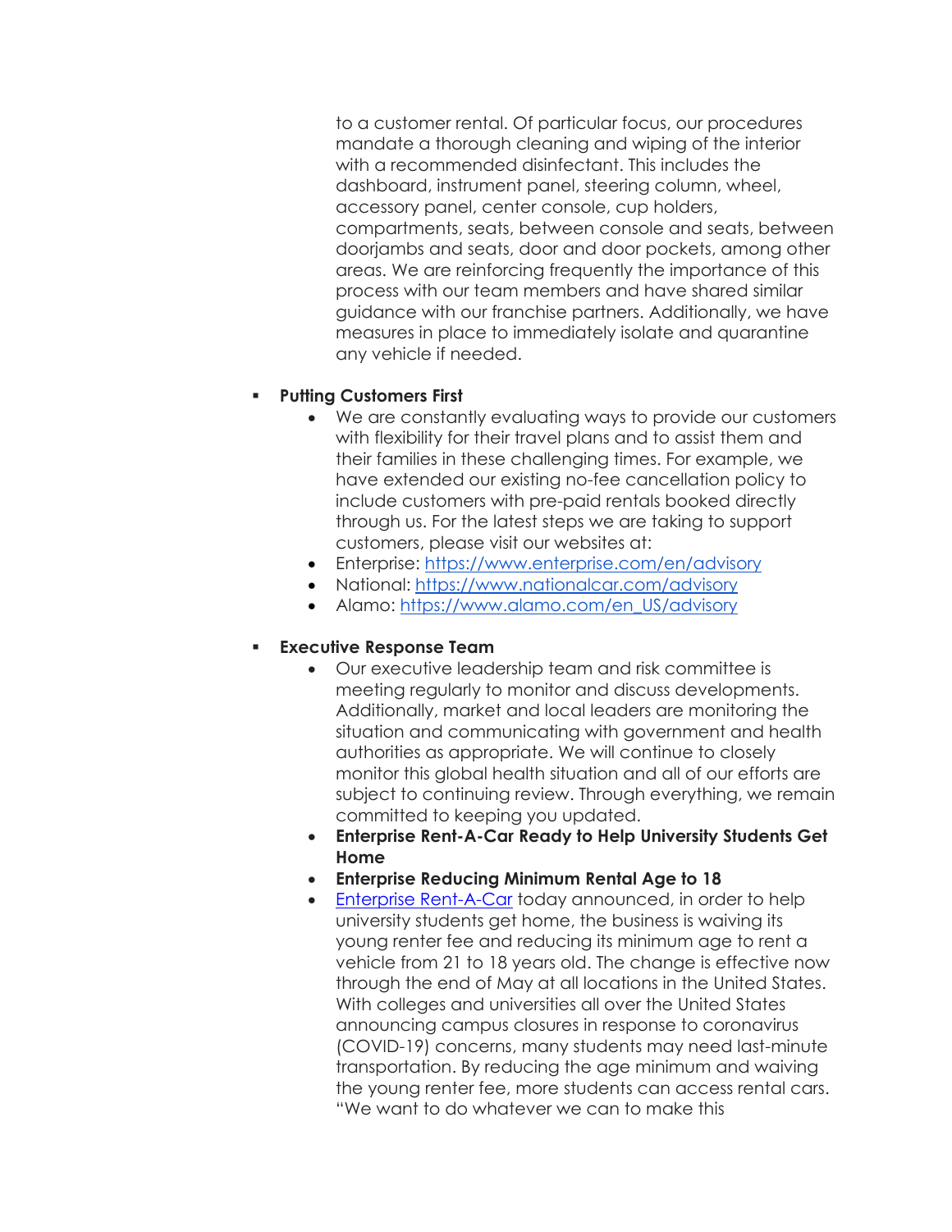to a customer rental. Of particular focus, our procedures mandate a thorough cleaning and wiping of the interior with a recommended disinfectant. This includes the dashboard, instrument panel, steering column, wheel, accessory panel, center console, cup holders, compartments, seats, between console and seats, between doorjambs and seats, door and door pockets, among other areas. We are reinforcing frequently the importance of this process with our team members and have shared similar guidance with our franchise partners. Additionally, we have measures in place to immediately isolate and quarantine any vehicle if needed.

- **Putting Customers First**
  - We are constantly evaluating ways to provide our customers with flexibility for their travel plans and to assist them and their families in these challenging times. For example, we have extended our existing no-fee cancellation policy to include customers with pre-paid rentals booked directly through us. For the latest steps we are taking to support customers, please visit our websites at:
  - Enterprise: [https://www.enterprise.com/en/advisory](https://www.enterprise.com/en/advisory)
  - National: [https://www.nationalcar.com/advisory](https://www.nationalcar.com/advisory)
  - Alamo: [https://www.alamo.com/en_US/advisory](https://www.alamo.com/en_US/advisory)

- **Executive Response Team**
  - Our executive leadership team and risk committee is meeting regularly to monitor and discuss developments. Additionally, market and local leaders are monitoring the situation and communicating with government and health authorities as appropriate. We will continue to closely monitor this global health situation and all of our efforts are subject to continuing review. Through everything, we remain committed to keeping you updated.
  - **Enterprise Rent-A-Car Ready to Help University Students Get Home**
  - **Enterprise Reducing Minimum Rental Age to 18**
  - Enterprise Rent-A-Car today announced, in order to help university students get home, the business is waiving its young renter fee and reducing its minimum age to rent a vehicle from 21 to 18 years old. The change is effective now through the end of May at all locations in the United States. With colleges and universities all over the United States announcing campus closures in response to coronavirus (COVID-19) concerns, many students may need last-minute transportation. By reducing the age minimum and waiving the young renter fee, more students can access rental cars. "We want to do whatever we can to make this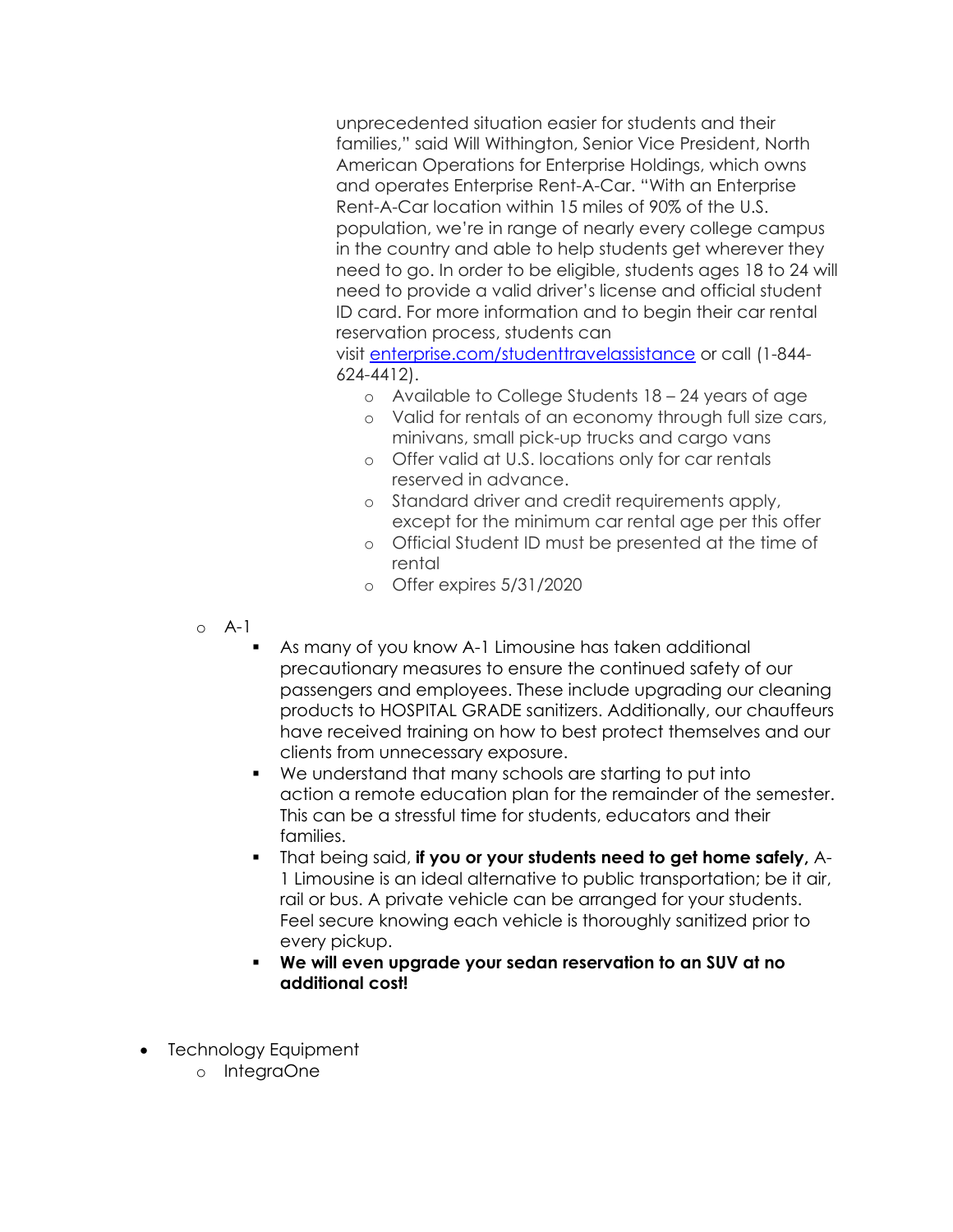unprecedented situation easier for students and their families," said Will Withington, Senior Vice President, North American Operations for Enterprise Holdings, which owns and operates Enterprise Rent-A-Car. "With an Enterprise Rent-A-Car location within 15 miles of 90% of the U.S. population, we're in range of nearly every college campus in the country and able to help students get wherever they need to go. In order to be eligible, students ages 18 to 24 will need to provide a valid driver's license and official student ID card. For more information and to begin their car rental reservation process, students can visit [enterprise.com/studenttravelassistance](enterprise.com/studenttravelassistance) or call (1-844-624-4412).

  - Available to College Students 18 – 24 years of age
  - Valid for rentals of an economy through full size cars, minivans, small pick-up trucks and cargo vans
  - Offer valid at U.S. locations only for car rentals reserved in advance.
  - Standard driver and credit requirements apply, except for the minimum car rental age per this offer
  - Official Student ID must be presented at the time of rental
  - Offer expires 5/31/2020

  - A-1
    - As many of you know A-1 Limousine has taken additional precautionary measures to ensure the continued safety of our passengers and employees. These include upgrading our cleaning products to HOSPITAL GRADE sanitizers. Additionally, our chauffeurs have received training on how to best protect themselves and our clients from unnecessary exposure.
    - We understand that many schools are starting to put into action a remote education plan for the remainder of the semester. This can be a stressful time for students, educators and their families.
    - That being said, **if you or your students need to get home safely,** A-1 Limousine is an ideal alternative to public transportation; be it air, rail or bus. A private vehicle can be arranged for your students. Feel secure knowing each vehicle is thoroughly sanitized prior to every pickup.
    - **We will even upgrade your sedan reservation to an SUV at no additional cost!**

- Technology Equipment
  - IntegraOne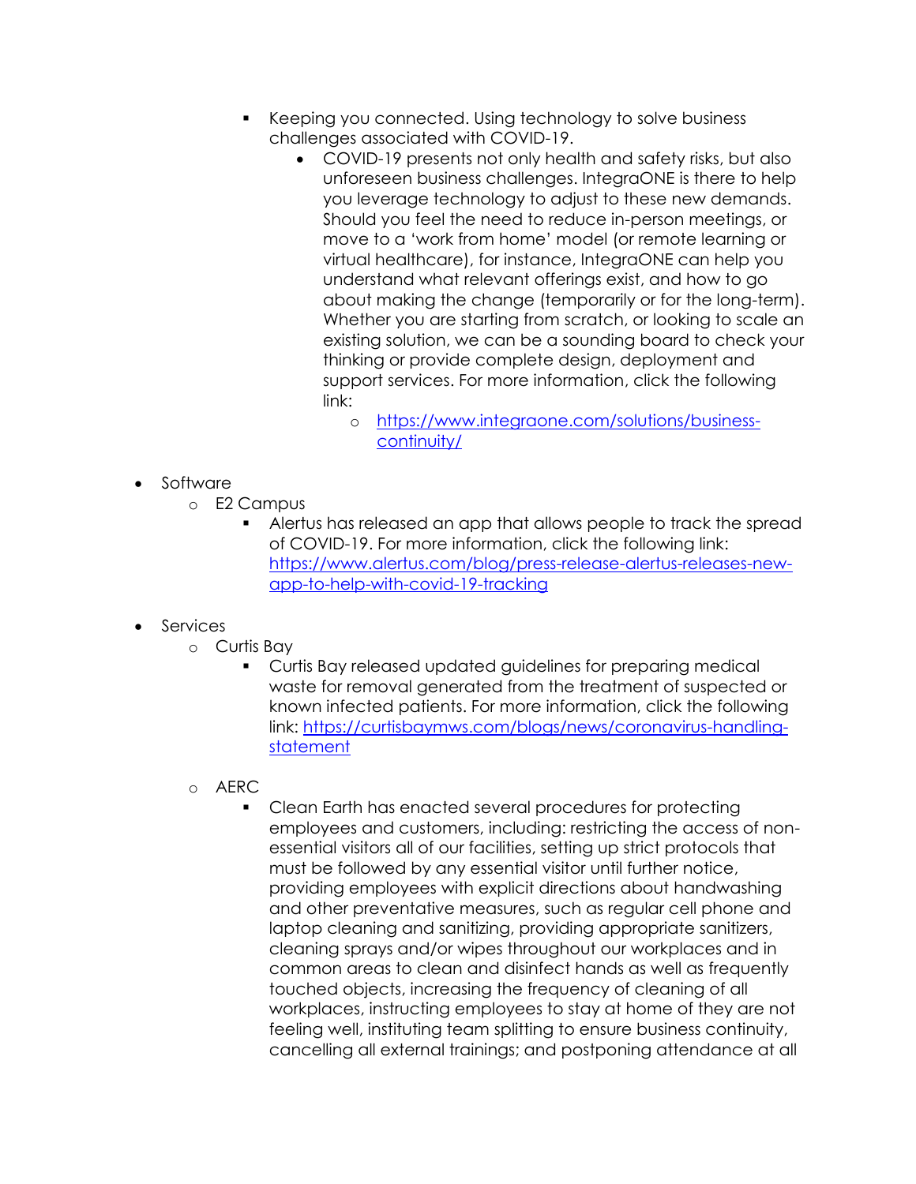- Keeping you connected. Using technology to solve business challenges associated with COVID-19.
            - COVID-19 presents not only health and safety risks, but also unforeseen business challenges. IntegraONE is there to help you leverage technology to adjust to these new demands. Should you feel the need to reduce in-person meetings, or move to a 'work from home' model (or remote learning or virtual healthcare), for instance, IntegraONE can help you understand what relevant offerings exist, and how to go about making the change (temporarily or for the long-term). Whether you are starting from scratch, or looking to scale an existing solution, we can be a sounding board to check your thinking or provide complete design, deployment and support services. For more information, click the following link:
                - https://www.integraone.com/solutions/business-continuity/

- Software
    - E2 Campus
        - Alertus has released an app that allows people to track the spread of COVID-19. For more information, click the following link: https://www.alertus.com/blog/press-release-alertus-releases-new-app-to-help-with-covid-19-tracking

- Services
    - Curtis Bay
        - Curtis Bay released updated guidelines for preparing medical waste for removal generated from the treatment of suspected or known infected patients. For more information, click the following link: https://curtisbaymws.com/blogs/news/coronavirus-handling-statement
    - AERC
        - Clean Earth has enacted several procedures for protecting employees and customers, including: restricting the access of non-essential visitors all of our facilities, setting up strict protocols that must be followed by any essential visitor until further notice, providing employees with explicit directions about handwashing and other preventative measures, such as regular cell phone and laptop cleaning and sanitizing, providing appropriate sanitizers, cleaning sprays and/or wipes throughout our workplaces and in common areas to clean and disinfect hands as well as frequently touched objects, increasing the frequency of cleaning of all workplaces, instructing employees to stay at home of they are not feeling well, instituting team splitting to ensure business continuity, cancelling all external trainings; and postponing attendance at all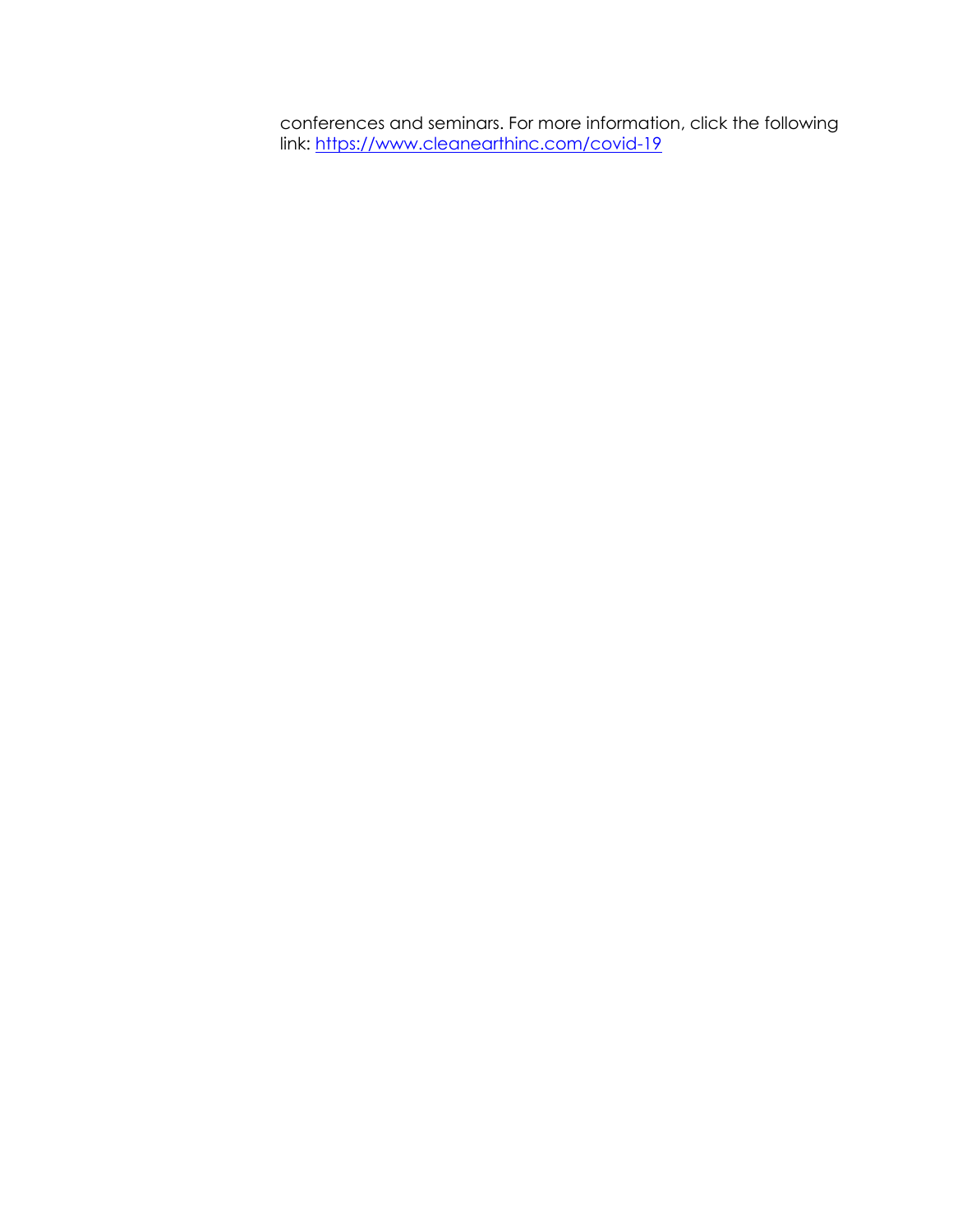conferences and seminars. For more information, click the following link: [https://www.cleanearthinc.com/covid-19](https://www.cleanearthinc.com/covid-19)